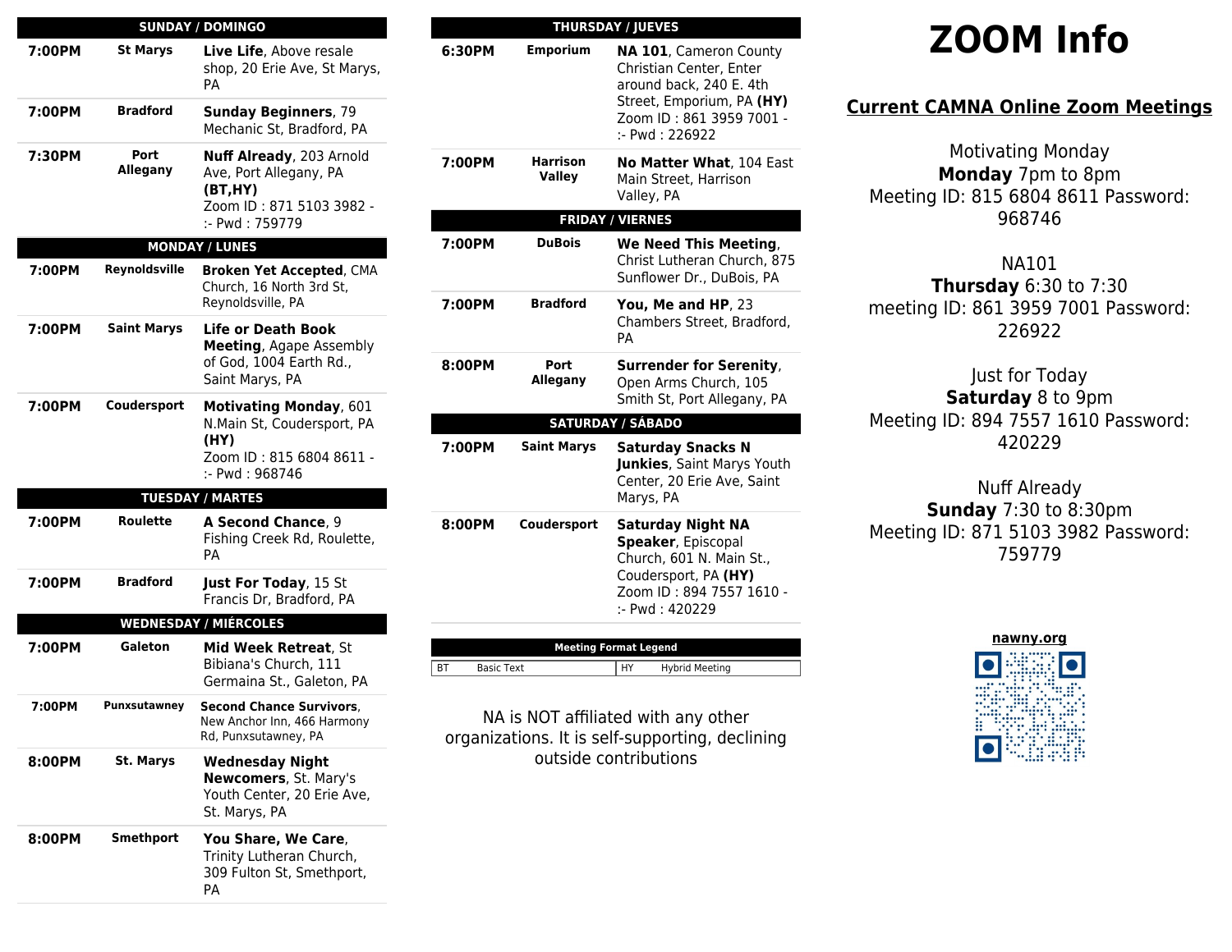## SUNDAY / DOMINGO

| | | |
|---|---|---|
| 7:00PM | St Marys | **Live Life**, Above resale shop, 20 Erie Ave, St Marys, PA |
| 7:00PM | Bradford | **Sunday Beginners**, 79 Mechanic St, Bradford, PA |
| 7:30PM | Port Allegany | **Nuff Already**, 203 Arnold Ave, Port Allegany, PA **(BT,HY)** Zoom ID : 871 5103 3982 - :- Pwd : 759779 |

## MONDAY / LUNES

| | | |
|---|---|---|
| 7:00PM | Reynoldsville | **Broken Yet Accepted**, CMA Church, 16 North 3rd St, Reynoldsville, PA |
| 7:00PM | Saint Marys | **Life or Death Book Meeting**, Agape Assembly of God, 1004 Earth Rd., Saint Marys, PA |
| 7:00PM | Coudersport | **Motivating Monday**, 601 N.Main St, Coudersport, PA **(HY)** Zoom ID : 815 6804 8611 - :- Pwd : 968746 |

## TUESDAY / MARTES

| | | |
|---|---|---|
| 7:00PM | Roulette | **A Second Chance**, 9 Fishing Creek Rd, Roulette, PA |
| 7:00PM | Bradford | **Just For Today**, 15 St Francis Dr, Bradford, PA |

## WEDNESDAY / MIÉRCOLES

| | | |
|---|---|---|
| 7:00PM | Galeton | **Mid Week Retreat**, St Bibiana's Church, 111 Germaina St., Galeton, PA |
| 7:00PM | Punxsutawney | **Second Chance Survivors**, New Anchor Inn, 466 Harmony Rd, Punxsutawney, PA |
| 8:00PM | St. Marys | **Wednesday Night Newcomers**, St. Mary's Youth Center, 20 Erie Ave, St. Marys, PA |
| 8:00PM | Smethport | **You Share, We Care**, Trinity Lutheran Church, 309 Fulton St, Smethport, PA |

## THURSDAY / JUEVES

| | | |
|---|---|---|
| 6:30PM | Emporium | **NA 101**, Cameron County Christian Center, Enter around back, 240 E. 4th Street, Emporium, PA **(HY)** Zoom ID : 861 3959 7001 - :- Pwd : 226922 |
| 7:00PM | Harrison Valley | **No Matter What**, 104 East Main Street, Harrison Valley, PA |

## FRIDAY / VIERNES

| | | |
|---|---|---|
| 7:00PM | DuBois | **We Need This Meeting**, Christ Lutheran Church, 875 Sunflower Dr., DuBois, PA |
| 7:00PM | Bradford | **You, Me and HP**, 23 Chambers Street, Bradford, PA |
| 8:00PM | Port Allegany | **Surrender for Serenity**, Open Arms Church, 105 Smith St, Port Allegany, PA |

## SATURDAY / SÁBADO

| | | |
|---|---|---|
| 7:00PM | Saint Marys | **Saturday Snacks N Junkies**, Saint Marys Youth Center, 20 Erie Ave, Saint Marys, PA |
| 8:00PM | Coudersport | **Saturday Night NA Speaker**, Episcopal Church, 601 N. Main St., Coudersport, PA **(HY)** Zoom ID : 894 7557 1610 - :- Pwd : 420229 |

**Meeting Format Legend**

| | | | |
|---|---|---|---|
| BT | Basic Text | HY | Hybrid Meeting |

NA is NOT affiliated with any other organizations. It is self-supporting, declining outside contributions

# ZOOM Info

## Current CAMNA Online Zoom Meetings

Motivating Monday
**Monday** 7pm to 8pm
Meeting ID: 815 6804 8611 Password: 968746

NA101
**Thursday** 6:30 to 7:30
meeting ID: 861 3959 7001 Password: 226922

Just for Today
**Saturday** 8 to 9pm
Meeting ID: 894 7557 1610 Password: 420229

Nuff Already
**Sunday** 7:30 to 8:30pm
Meeting ID: 871 5103 3982 Password: 759779

nawny.org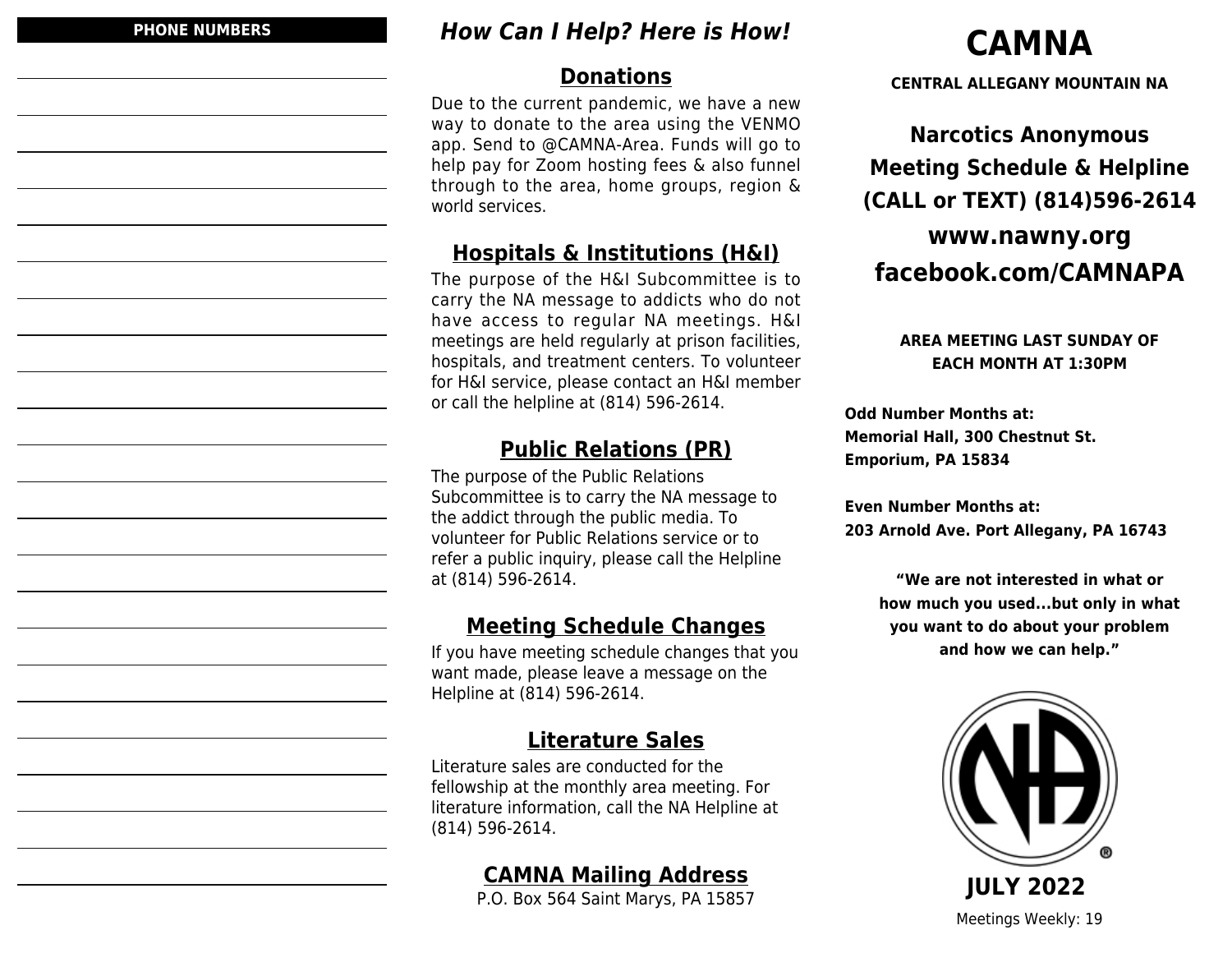**PHONE NUMBERS**

## *How Can I Help? Here is How!*

### Donations

Due to the current pandemic, we have a new way to donate to the area using the VENMO app. Send to @CAMNA-Area. Funds will go to help pay for Zoom hosting fees & also funnel through to the area, home groups, region & world services.

### Hospitals & Institutions (H&I)

The purpose of the H&I Subcommittee is to carry the NA message to addicts who do not have access to regular NA meetings. H&I meetings are held regularly at prison facilities, hospitals, and treatment centers. To volunteer for H&I service, please contact an H&I member or call the helpline at (814) 596-2614.

### Public Relations (PR)

The purpose of the Public Relations Subcommittee is to carry the NA message to the addict through the public media. To volunteer for Public Relations service or to refer a public inquiry, please call the Helpline at (814) 596-2614.

### Meeting Schedule Changes

If you have meeting schedule changes that you want made, please leave a message on the Helpline at (814) 596-2614.

### Literature Sales

Literature sales are conducted for the fellowship at the monthly area meeting. For literature information, call the NA Helpline at (814) 596-2614.

### CAMNA Mailing Address

P.O. Box 564 Saint Marys, PA 15857

# CAMNA

**CENTRAL ALLEGANY MOUNTAIN NA**

## Narcotics Anonymous Meeting Schedule & Helpline (CALL or TEXT) (814)596-2614 www.nawny.org facebook.com/CAMNAPA

**AREA MEETING LAST SUNDAY OF EACH MONTH AT 1:30PM**

**Odd Number Months at:**
**Memorial Hall, 300 Chestnut St.**
**Emporium, PA 15834**

**Even Number Months at:**
**203 Arnold Ave. Port Allegany, PA 16743**

**"We are not interested in what or how much you used...but only in what you want to do about your problem and how we can help."**

**JULY 2022**

Meetings Weekly: 19